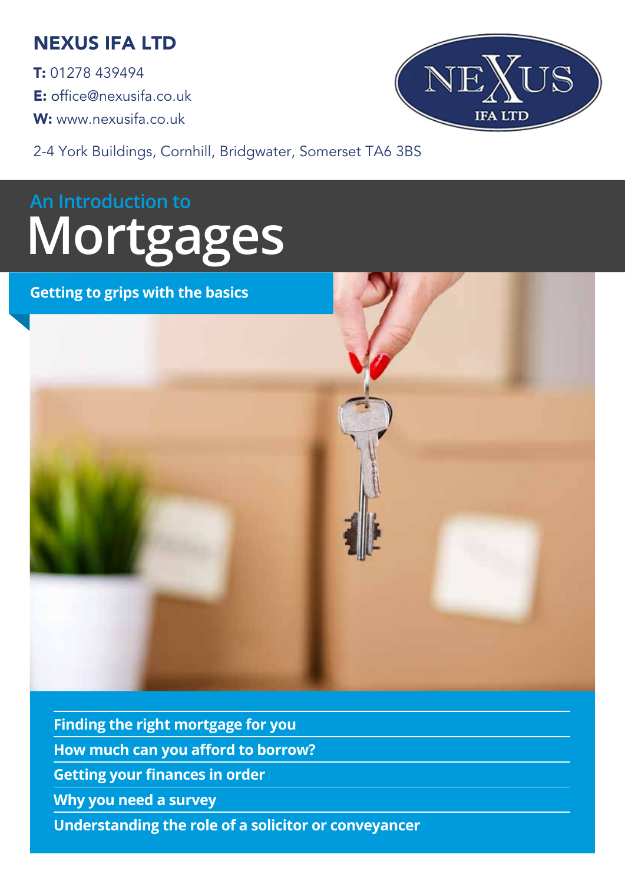**NEXUS IFA LTD**

**T:** 01278 439494
**E:** office@nexusifa.co.uk
**W:** www.nexusifa.co.uk

2-4 York Buildings, Cornhill, Bridgwater, Somerset TA6 3BS

An Introduction to

# Mortgages

**Getting to grips with the basics**

- **Finding the right mortgage for you**
- **How much can you afford to borrow?**
- **Getting your finances in order**
- **Why you need a survey**
- **Understanding the role of a solicitor or conveyancer**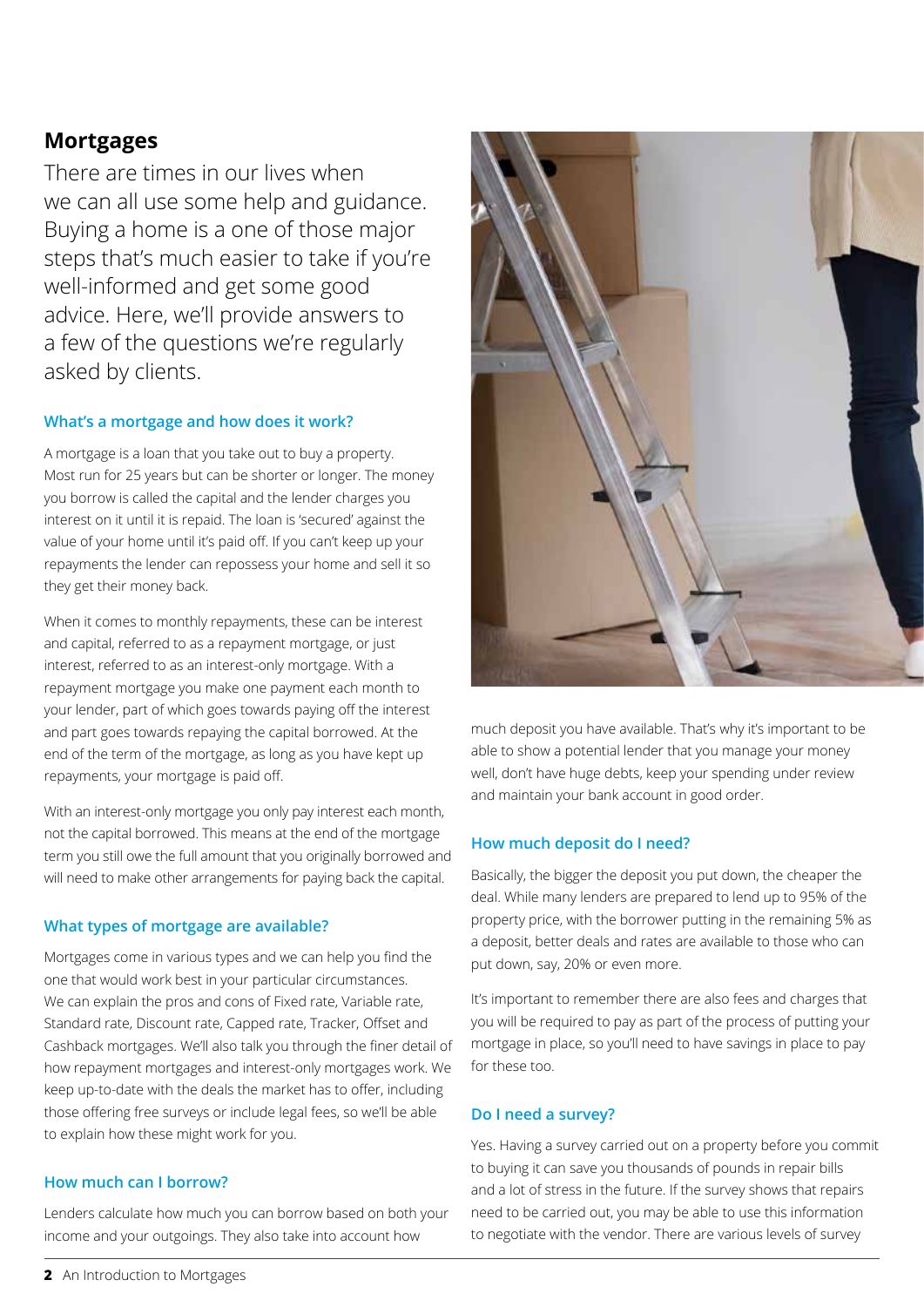## Mortgages

There are times in our lives when we can all use some help and guidance. Buying a home is a one of those major steps that's much easier to take if you're well-informed and get some good advice. Here, we'll provide answers to a few of the questions we're regularly asked by clients.

### What's a mortgage and how does it work?

A mortgage is a loan that you take out to buy a property. Most run for 25 years but can be shorter or longer. The money you borrow is called the capital and the lender charges you interest on it until it is repaid. The loan is 'secured' against the value of your home until it's paid off. If you can't keep up your repayments the lender can repossess your home and sell it so they get their money back.

When it comes to monthly repayments, these can be interest and capital, referred to as a repayment mortgage, or just interest, referred to as an interest-only mortgage. With a repayment mortgage you make one payment each month to your lender, part of which goes towards paying off the interest and part goes towards repaying the capital borrowed. At the end of the term of the mortgage, as long as you have kept up repayments, your mortgage is paid off.

With an interest-only mortgage you only pay interest each month, not the capital borrowed. This means at the end of the mortgage term you still owe the full amount that you originally borrowed and will need to make other arrangements for paying back the capital.

### What types of mortgage are available?

Mortgages come in various types and we can help you find the one that would work best in your particular circumstances. We can explain the pros and cons of Fixed rate, Variable rate, Standard rate, Discount rate, Capped rate, Tracker, Offset and Cashback mortgages. We'll also talk you through the finer detail of how repayment mortgages and interest-only mortgages work. We keep up-to-date with the deals the market has to offer, including those offering free surveys or include legal fees, so we'll be able to explain how these might work for you.

### How much can I borrow?

Lenders calculate how much you can borrow based on both your income and your outgoings. They also take into account how much deposit you have available. That's why it's important to be able to show a potential lender that you manage your money well, don't have huge debts, keep your spending under review and maintain your bank account in good order.

### How much deposit do I need?

Basically, the bigger the deposit you put down, the cheaper the deal. While many lenders are prepared to lend up to 95% of the property price, with the borrower putting in the remaining 5% as a deposit, better deals and rates are available to those who can put down, say, 20% or even more.

It's important to remember there are also fees and charges that you will be required to pay as part of the process of putting your mortgage in place, so you'll need to have savings in place to pay for these too.

### Do I need a survey?

Yes. Having a survey carried out on a property before you commit to buying it can save you thousands of pounds in repair bills and a lot of stress in the future. If the survey shows that repairs need to be carried out, you may be able to use this information to negotiate with the vendor. There are various levels of survey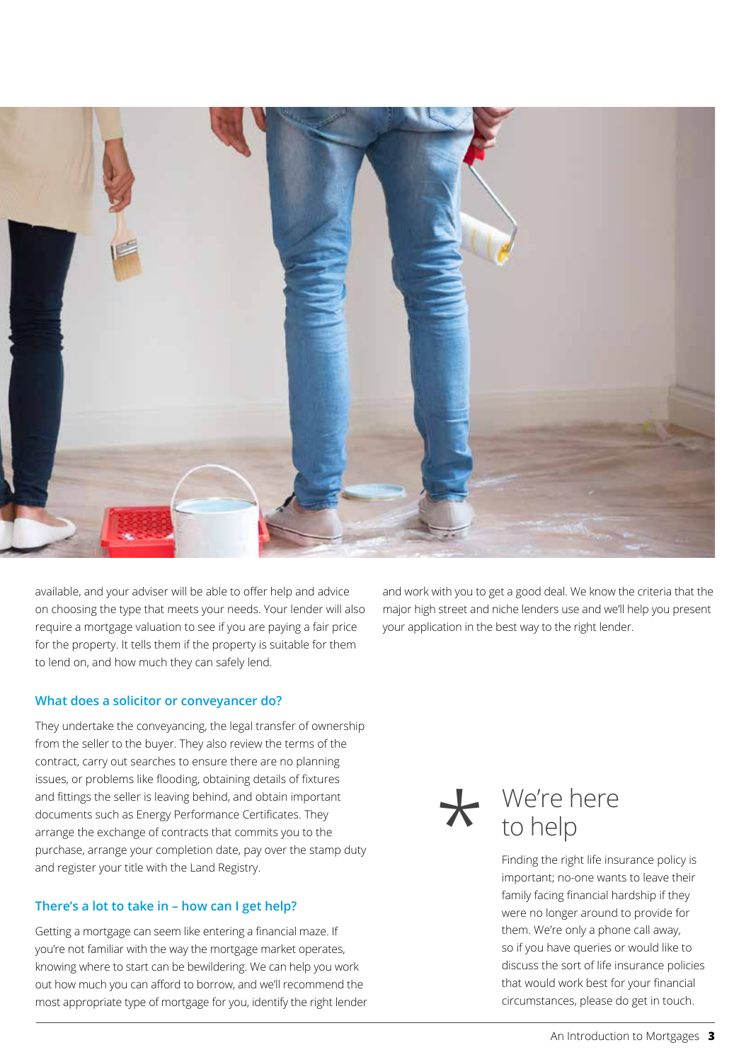available, and your adviser will be able to offer help and advice on choosing the type that meets your needs. Your lender will also require a mortgage valuation to see if you are paying a fair price for the property. It tells them if the property is suitable for them to lend on, and how much they can safely lend.

### What does a solicitor or conveyancer do?

They undertake the conveyancing, the legal transfer of ownership from the seller to the buyer. They also review the terms of the contract, carry out searches to ensure there are no planning issues, or problems like flooding, obtaining details of fixtures and fittings the seller is leaving behind, and obtain important documents such as Energy Performance Certificates. They arrange the exchange of contracts that commits you to the purchase, arrange your completion date, pay over the stamp duty and register your title with the Land Registry.

### There's a lot to take in – how can I get help?

Getting a mortgage can seem like entering a financial maze. If you're not familiar with the way the mortgage market operates, knowing where to start can be bewildering. We can help you work out how much you can afford to borrow, and we'll recommend the most appropriate type of mortgage for you, identify the right lender and work with you to get a good deal. We know the criteria that the major high street and niche lenders use and we'll help you present your application in the best way to the right lender.

## * We're here to help

Finding the right life insurance policy is important; no-one wants to leave their family facing financial hardship if they were no longer around to provide for them. We're only a phone call away, so if you have queries or would like to discuss the sort of life insurance policies that would work best for your financial circumstances, please do get in touch.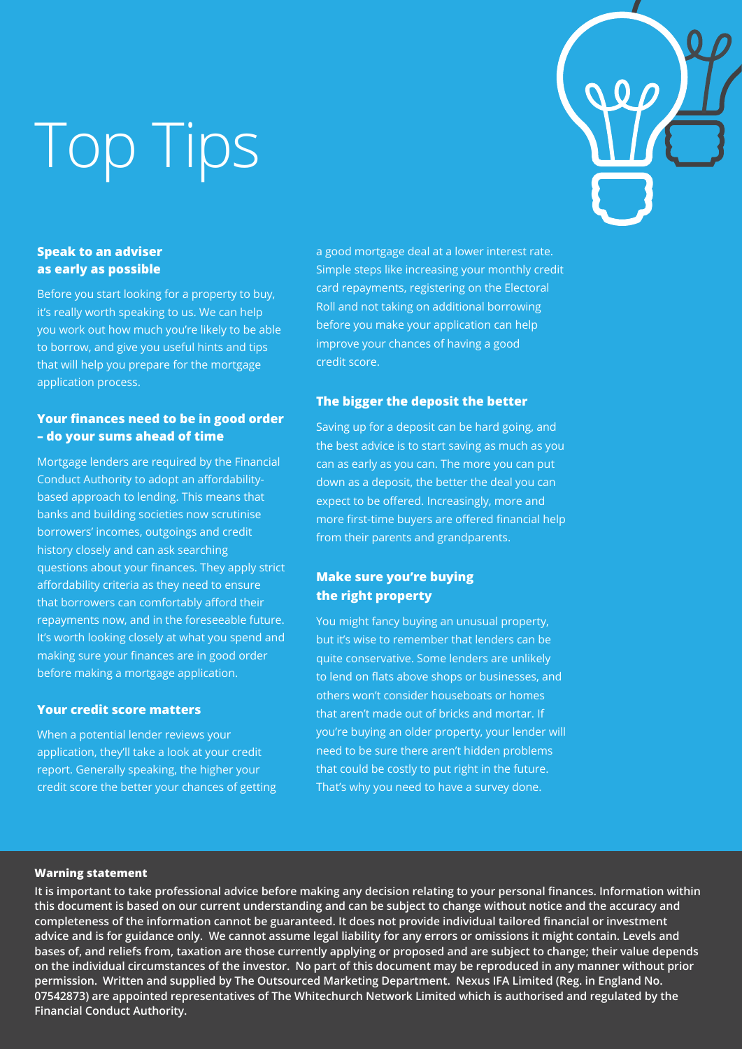# Top Tips

### Speak to an adviser as early as possible

Before you start looking for a property to buy, it's really worth speaking to us. We can help you work out how much you're likely to be able to borrow, and give you useful hints and tips that will help you prepare for the mortgage application process.

### Your finances need to be in good order – do your sums ahead of time

Mortgage lenders are required by the Financial Conduct Authority to adopt an affordability-based approach to lending. This means that banks and building societies now scrutinise borrowers' incomes, outgoings and credit history closely and can ask searching questions about your finances. They apply strict affordability criteria as they need to ensure that borrowers can comfortably afford their repayments now, and in the foreseeable future. It's worth looking closely at what you spend and making sure your finances are in good order before making a mortgage application.

### Your credit score matters

When a potential lender reviews your application, they'll take a look at your credit report. Generally speaking, the higher your credit score the better your chances of getting a good mortgage deal at a lower interest rate. Simple steps like increasing your monthly credit card repayments, registering on the Electoral Roll and not taking on additional borrowing before you make your application can help improve your chances of having a good credit score.

### The bigger the deposit the better

Saving up for a deposit can be hard going, and the best advice is to start saving as much as you can as early as you can. The more you can put down as a deposit, the better the deal you can expect to be offered. Increasingly, more and more first-time buyers are offered financial help from their parents and grandparents.

### Make sure you're buying the right property

You might fancy buying an unusual property, but it's wise to remember that lenders can be quite conservative. Some lenders are unlikely to lend on flats above shops or businesses, and others won't consider houseboats or homes that aren't made out of bricks and mortar. If you're buying an older property, your lender will need to be sure there aren't hidden problems that could be costly to put right in the future. That's why you need to have a survey done.

**Warning statement**

**It is important to take professional advice before making any decision relating to your personal finances. Information within this document is based on our current understanding and can be subject to change without notice and the accuracy and completeness of the information cannot be guaranteed. It does not provide individual tailored financial or investment advice and is for guidance only. We cannot assume legal liability for any errors or omissions it might contain. Levels and bases of, and reliefs from, taxation are those currently applying or proposed and are subject to change; their value depends on the individual circumstances of the investor. No part of this document may be reproduced in any manner without prior permission. Written and supplied by The Outsourced Marketing Department. Nexus IFA Limited (Reg. in England No. 07542873) are appointed representatives of The Whitechurch Network Limited which is authorised and regulated by the Financial Conduct Authority.**